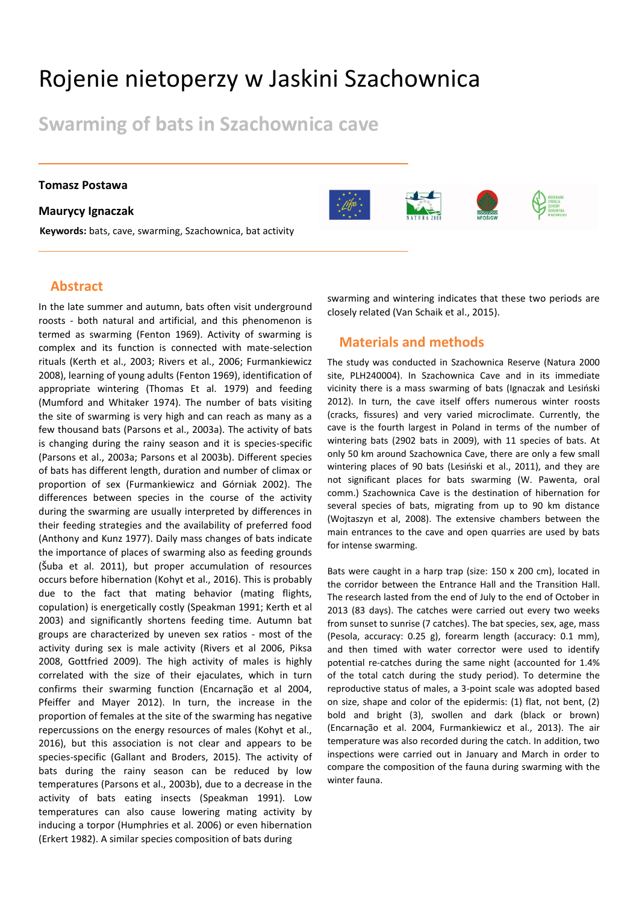# Rojenie nietoperzy w Jaskini Szachownica

## Swarming of bats in Szachownica cave

**Tomasz Postawa**

**Maurycy Ignaczak**

**Keywords:** bats, cave, swarming, Szachownica, bat activity

## Abstract

In the late summer and autumn, bats often visit underground roosts - both natural and artificial, and this phenomenon is termed as swarming (Fenton 1969). Activity of swarming is complex and its function is connected with mate-selection rituals (Kerth et al., 2003; Rivers et al., 2006; Furmankiewicz 2008), learning of young adults (Fenton 1969), identification of appropriate wintering (Thomas Et al. 1979) and feeding (Mumford and Whitaker 1974). The number of bats visiting the site of swarming is very high and can reach as many as a few thousand bats (Parsons et al., 2003a). The activity of bats is changing during the rainy season and it is species-specific (Parsons et al., 2003a; Parsons et al 2003b). Different species of bats has different length, duration and number of climax or proportion of sex (Furmankiewicz and Górniak 2002). The differences between species in the course of the activity during the swarming are usually interpreted by differences in their feeding strategies and the availability of preferred food (Anthony and Kunz 1977). Daily mass changes of bats indicate the importance of places of swarming also as feeding grounds (Šuba et al. 2011), but proper accumulation of resources occurs before hibernation (Kohyt et al., 2016). This is probably due to the fact that mating behavior (mating flights, copulation) is energetically costly (Speakman 1991; Kerth et al 2003) and significantly shortens feeding time. Autumn bat groups are characterized by uneven sex ratios - most of the activity during sex is male activity (Rivers et al 2006, Piksa 2008, Gottfried 2009). The high activity of males is highly correlated with the size of their ejaculates, which in turn confirms their swarming function (Encarnação et al 2004, Pfeiffer and Mayer 2012). In turn, the increase in the proportion of females at the site of the swarming has negative repercussions on the energy resources of males (Kohyt et al., 2016), but this association is not clear and appears to be species-specific (Gallant and Broders, 2015). The activity of bats during the rainy season can be reduced by low temperatures (Parsons et al., 2003b), due to a decrease in the activity of bats eating insects (Speakman 1991). Low temperatures can also cause lowering mating activity by inducing a torpor (Humphries et al. 2006) or even hibernation (Erkert 1982). A similar species composition of bats during swarming and wintering indicates that these two periods are closely related (Van Schaik et al., 2015).

## Materials and methods

The study was conducted in Szachownica Reserve (Natura 2000 site, PLH240004). In Szachownica Cave and in its immediate vicinity there is a mass swarming of bats (Ignaczak and Lesiński 2012). In turn, the cave itself offers numerous winter roosts (cracks, fissures) and very varied microclimate. Currently, the cave is the fourth largest in Poland in terms of the number of wintering bats (2902 bats in 2009), with 11 species of bats. At only 50 km around Szachownica Cave, there are only a few small wintering places of 90 bats (Lesiński et al., 2011), and they are not significant places for bats swarming (W. Pawenta, oral comm.) Szachownica Cave is the destination of hibernation for several species of bats, migrating from up to 90 km distance (Wojtaszyn et al, 2008). The extensive chambers between the main entrances to the cave and open quarries are used by bats for intense swarming.

Bats were caught in a harp trap (size: 150 x 200 cm), located in the corridor between the Entrance Hall and the Transition Hall. The research lasted from the end of July to the end of October in 2013 (83 days). The catches were carried out every two weeks from sunset to sunrise (7 catches). The bat species, sex, age, mass (Pesola, accuracy: 0.25 g), forearm length (accuracy: 0.1 mm), and then timed with water corrector were used to identify potential re-catches during the same night (accounted for 1.4% of the total catch during the study period). To determine the reproductive status of males, a 3-point scale was adopted based on size, shape and color of the epidermis: (1) flat, not bent, (2) bold and bright (3), swollen and dark (black or brown) (Encarnação et al. 2004, Furmankiewicz et al., 2013). The air temperature was also recorded during the catch. In addition, two inspections were carried out in January and March in order to compare the composition of the fauna during swarming with the winter fauna.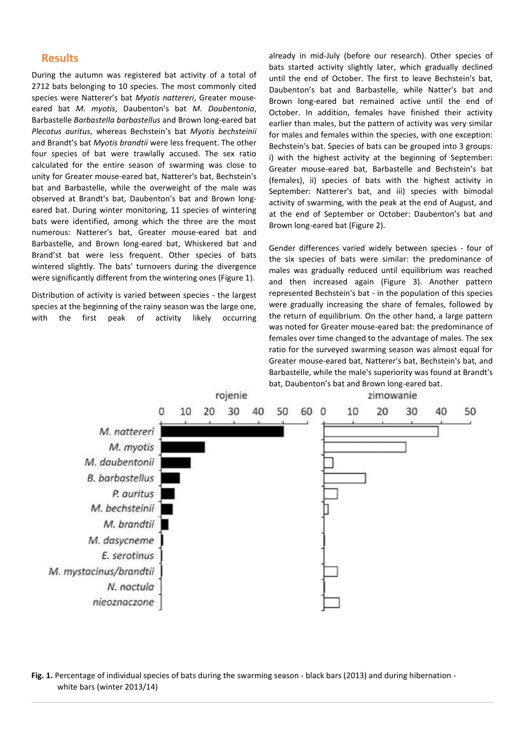## Results

During the autumn was registered bat activity of a total of 2712 bats belonging to 10 species. The most commonly cited species were Natterer's bat *Myotis nattereri*, Greater mouse-eared bat *M. myotis*, Daubenton's bat *M. Doubentonia*, Barbastelle *Barbastella barbastellus* and Brown long-eared bat *Plecotus auritus*, whereas Bechstein's bat *Myotis bechsteinii* and Brandt's bat *Myotis brandtii* were less frequent. The other four species of bat were trawlally accused. The sex ratio calculated for the entire season of swarming was close to unity for Greater mouse-eared bat, Natterer's bat, Bechstein's bat and Barbastelle, while the overweight of the male was observed at Brandt's bat, Daubenton's bat and Brown long-eared bat. During winter monitoring, 11 species of wintering bats were identified, among which the three are the most numerous: Natterer's bat, Greater mouse-eared bat and Barbastelle, and Brown long-eared bat, Whiskered bat and Brand'st bat were less frequent. Other species of bats wintered slightly. The bats' turnovers during the swarming were significantly different from the wintering ones (Figure 1).

Distribution of activity is varied between species - the largest species at the beginning of the rainy season was the large one, with the first peak of activity likely occurring already in mid-July (before our research). Other species of bats started activity slightly later, which gradually declined until the end of October. The first to leave Bechstein's bat, Daubenton's bat and Barbastelle, while Natter's bat and Brown long-eared bat remained active until the end of October. In addition, females have finished their activity earlier than males, but the pattern of activity was very similar for males and females within the species, with one exception: Bechstein's bat. Species of bats can be grouped into 3 groups: i) with the highest activity at the beginning of September: Greater mouse-eared bat, Barbastelle and Bechstein's bat (females), ii) species of bats with the highest activity in September: Natterer's bat, and iii) species with bimodal activity of swarming, with the peak at the end of August, and at the end of September or October: Daubenton's bat and Brown long-eared bat (Figure 2).

Gender differences varied widely between species - four of the six species of bats were similar: the predominance of males was gradually reduced until equilibrium was reached and then increased again (Figure 3). Another pattern represented Bechstein's bat - in the population of this species were gradually increasing the share of females, followed by the return of equilibrium. On the other hand, a large pattern was noted for Greater mouse-eared bat: the predominance of females over time changed to the advantage of males. The sex ratio for the surveyed swarming season was almost equal for Greater mouse-eared bat, Natterer's bat, Bechstein's bat, and Barbastelle, while the male's superiority was found at Brandt's bat, Daubenton's bat and Brown long-eared bat.

**Fig. 1.** Percentage of individual species of bats during the swarming season - black bars (2013) and during hibernation - white bars (winter 2013/14)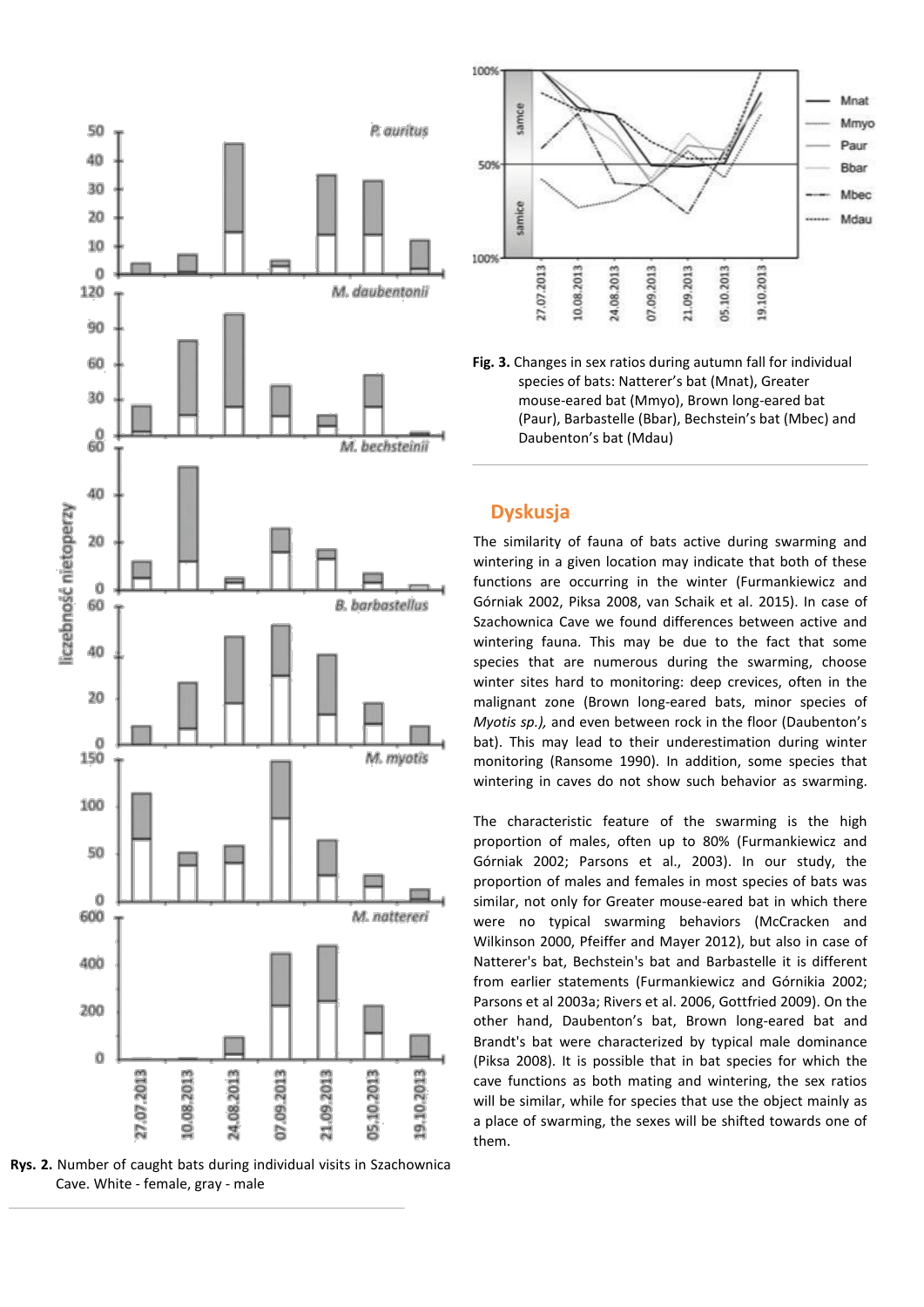**Rys. 2.** Number of caught bats during individual visits in Szachownica Cave. White - female, gray - male

**Fig. 3.** Changes in sex ratios during autumn fall for individual species of bats: Natterer's bat (Mnat), Greater mouse-eared bat (Mmyo), Brown long-eared bat (Paur), Barbastelle (Bbar), Bechstein's bat (Mbec) and Daubenton's bat (Mdau)

## Dyskusja

The similarity of fauna of bats active during swarming and wintering in a given location may indicate that both of these functions are occurring in the winter (Furmankiewicz and Górniak 2002, Piksa 2008, van Schaik et al. 2015). In case of Szachownica Cave we found differences between active and wintering fauna. This may be due to the fact that some species that are numerous during the swarming, choose winter sites hard to monitoring: deep crevices, often in the malignant zone (Brown long-eared bats, minor species of *Myotis sp.),* and even between rock in the floor (Daubenton's bat). This may lead to their underestimation during winter monitoring (Ransome 1990). In addition, some species that wintering in caves do not show such behavior as swarming.

The characteristic feature of the swarming is the high proportion of males, often up to 80% (Furmankiewicz and Górniak 2002; Parsons et al., 2003). In our study, the proportion of males and females in most species of bats was similar, not only for Greater mouse-eared bat in which there were no typical swarming behaviors (McCracken and Wilkinson 2000, Pfeiffer and Mayer 2012), but also in case of Natterer's bat, Bechstein's bat and Barbastelle it is different from earlier statements (Furmankiewicz and Górnikia 2002; Parsons et al 2003a; Rivers et al. 2006, Gottfried 2009). On the other hand, Daubenton's bat, Brown long-eared bat and Brandt's bat were characterized by typical male dominance (Piksa 2008). It is possible that in bat species for which the cave functions as both mating and wintering, the sex ratios will be similar, while for species that use the object mainly as a place of swarming, the sexes will be shifted towards one of them.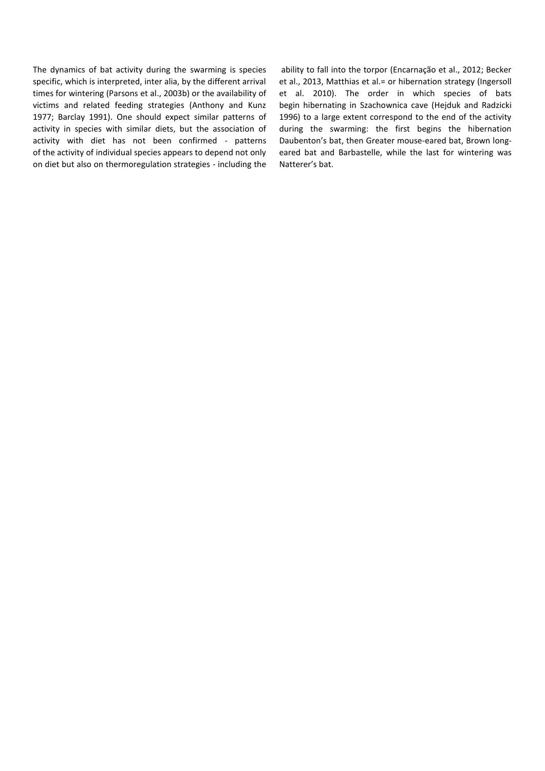The dynamics of bat activity during the swarming is species specific, which is interpreted, inter alia, by the different arrival times for wintering (Parsons et al., 2003b) or the availability of victims and related feeding strategies (Anthony and Kunz 1977; Barclay 1991). One should expect similar patterns of activity in species with similar diets, but the association of activity with diet has not been confirmed - patterns of the activity of individual species appears to depend not only on diet but also on thermoregulation strategies - including the ability to fall into the torpor (Encarnação et al., 2012; Becker et al., 2013, Matthias et al.= or hibernation strategy (Ingersoll et al. 2010). The order in which species of bats begin hibernating in Szachownica cave (Hejduk and Radzicki 1996) to a large extent correspond to the end of the activity during the swarming: the first begins the hibernation Daubenton's bat, then Greater mouse-eared bat, Brown long-eared bat and Barbastelle, while the last for wintering was Natterer's bat.